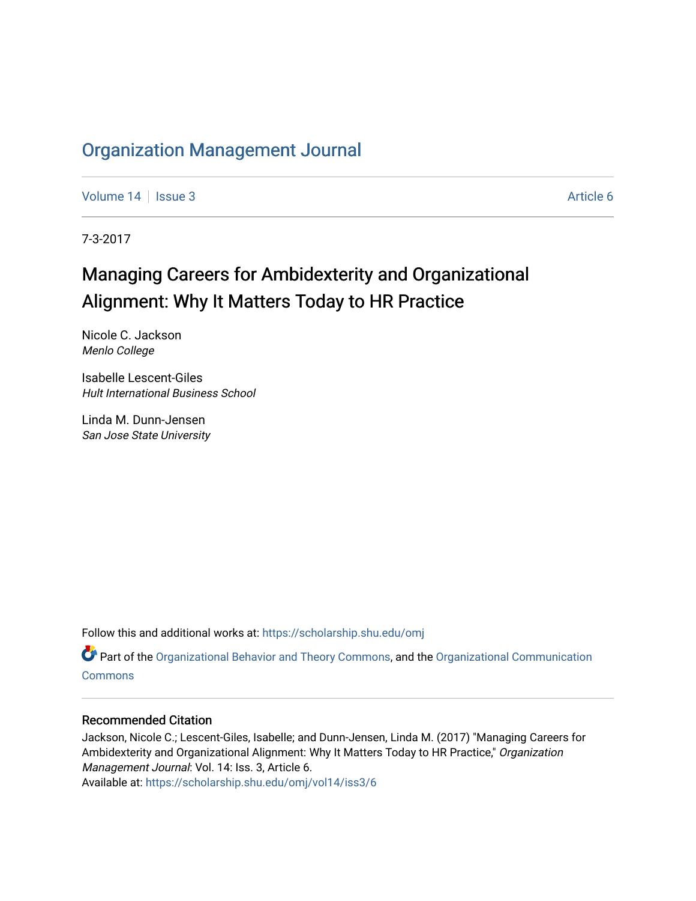# Organization Management Journal

Volume 14 | Issue 3 | Article 6

7-3-2017

## Managing Careers for Ambidexterity and Organizational Alignment: Why It Matters Today to HR Practice

Nicole C. Jackson
*Menlo College*

Isabelle Lescent-Giles
*Hult International Business School*

Linda M. Dunn-Jensen
*San Jose State University*

Follow this and additional works at: https://scholarship.shu.edu/omj

Part of the Organizational Behavior and Theory Commons, and the Organizational Communication Commons

### Recommended Citation

Jackson, Nicole C.; Lescent-Giles, Isabelle; and Dunn-Jensen, Linda M. (2017) "Managing Careers for Ambidexterity and Organizational Alignment: Why It Matters Today to HR Practice," *Organization Management Journal*: Vol. 14: Iss. 3, Article 6.
Available at: https://scholarship.shu.edu/omj/vol14/iss3/6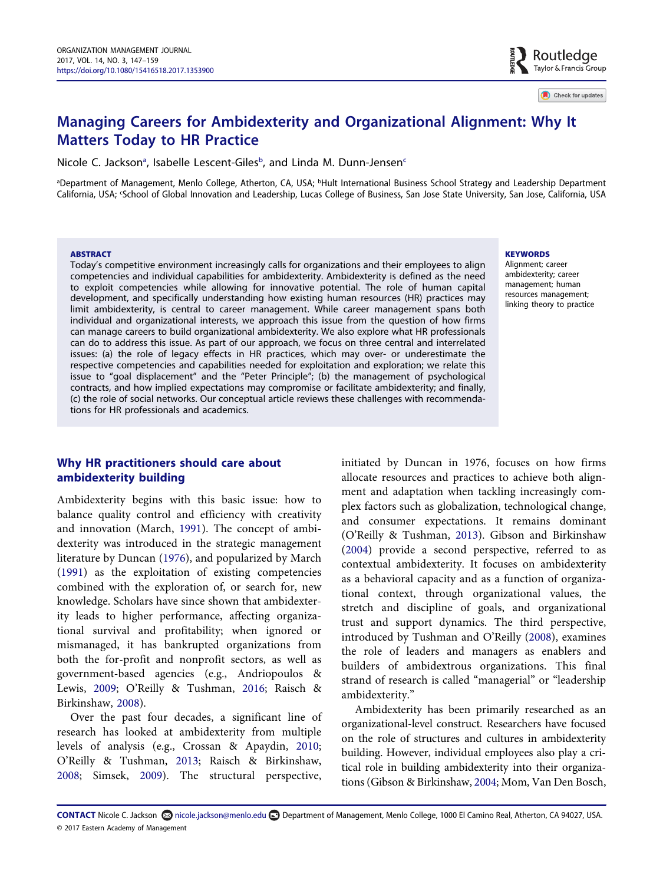# Managing Careers for Ambidexterity and Organizational Alignment: Why It Matters Today to HR Practice

Nicole C. Jackson[a], Isabelle Lescent-Giles[b], and Linda M. Dunn-Jensen[c]

[a]Department of Management, Menlo College, Atherton, CA, USA; [b]Hult International Business School Strategy and Leadership Department California, USA; [c]School of Global Innovation and Leadership, Lucas College of Business, San Jose State University, San Jose, California, USA

**ABSTRACT**

Today's competitive environment increasingly calls for organizations and their employees to align competencies and individual capabilities for ambidexterity. Ambidexterity is defined as the need to exploit competencies while allowing for innovative potential. The role of human capital development, and specifically understanding how existing human resources (HR) practices may limit ambidexterity, is central to career management. While career management spans both individual and organizational interests, we approach this issue from the question of how firms can manage careers to build organizational ambidexterity. We also explore what HR professionals can do to address this issue. As part of our approach, we focus on three central and interrelated issues: (a) the role of legacy effects in HR practices, which may over- or underestimate the respective competencies and capabilities needed for exploitation and exploration; we relate this issue to "goal displacement" and the "Peter Principle"; (b) the management of psychological contracts, and how implied expectations may compromise or facilitate ambidexterity; and finally, (c) the role of social networks. Our conceptual article reviews these challenges with recommendations for HR professionals and academics.

**KEYWORDS**

Alignment; career ambidexterity; career management; human resources management; linking theory to practice

## Why HR practitioners should care about ambidexterity building

Ambidexterity begins with this basic issue: how to balance quality control and efficiency with creativity and innovation (March, 1991). The concept of ambidexterity was introduced in the strategic management literature by Duncan (1976), and popularized by March (1991) as the exploitation of existing competencies combined with the exploration of, or search for, new knowledge. Scholars have since shown that ambidexterity leads to higher performance, affecting organizational survival and profitability; when ignored or mismanaged, it has bankrupted organizations from both the for-profit and nonprofit sectors, as well as government-based agencies (e.g., Andriopoulos & Lewis, 2009; O'Reilly & Tushman, 2016; Raisch & Birkinshaw, 2008).

Over the past four decades, a significant line of research has looked at ambidexterity from multiple levels of analysis (e.g., Crossan & Apaydin, 2010; O'Reilly & Tushman, 2013; Raisch & Birkinshaw, 2008; Simsek, 2009). The structural perspective, initiated by Duncan in 1976, focuses on how firms allocate resources and practices to achieve both alignment and adaptation when tackling increasingly complex factors such as globalization, technological change, and consumer expectations. It remains dominant (O'Reilly & Tushman, 2013). Gibson and Birkinshaw (2004) provide a second perspective, referred to as contextual ambidexterity. It focuses on ambidexterity as a behavioral capacity and as a function of organizational context, through organizational values, the stretch and discipline of goals, and organizational trust and support dynamics. The third perspective, introduced by Tushman and O'Reilly (2008), examines the role of leaders and managers as enablers and builders of ambidextrous organizations. This final strand of research is called "managerial" or "leadership ambidexterity."

Ambidexterity has been primarily researched as an organizational-level construct. Researchers have focused on the role of structures and cultures in ambidexterity building. However, individual employees also play a critical role in building ambidexterity into their organizations (Gibson & Birkinshaw, 2004; Mom, Van Den Bosch,

**CONTACT** Nicole C. Jackson nicole.jackson@menlo.edu Department of Management, Menlo College, 1000 El Camino Real, Atherton, CA 94027, USA.
© 2017 Eastern Academy of Management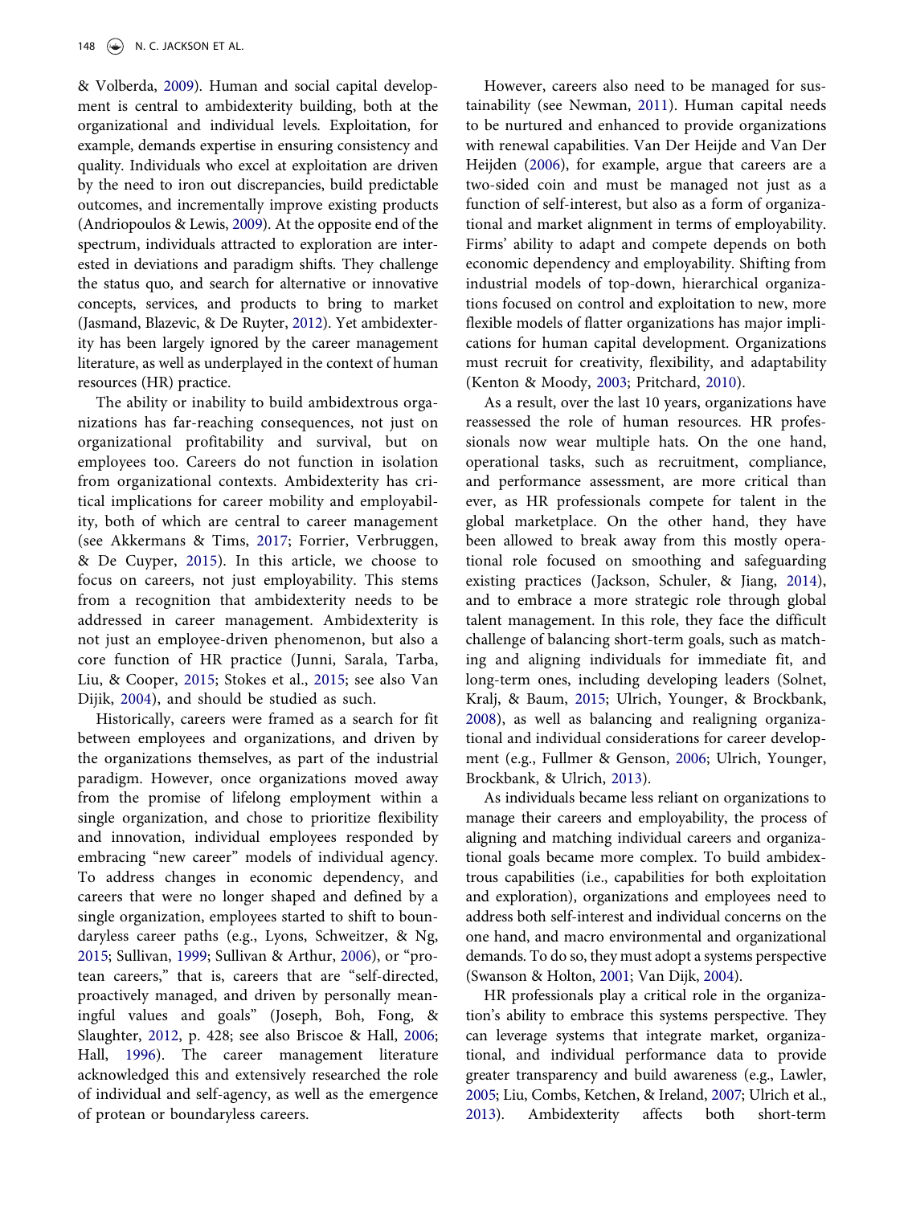& Volberda, 2009). Human and social capital development is central to ambidexterity building, both at the organizational and individual levels. Exploitation, for example, demands expertise in ensuring consistency and quality. Individuals who excel at exploitation are driven by the need to iron out discrepancies, build predictable outcomes, and incrementally improve existing products (Andriopoulos & Lewis, 2009). At the opposite end of the spectrum, individuals attracted to exploration are interested in deviations and paradigm shifts. They challenge the status quo, and search for alternative or innovative concepts, services, and products to bring to market (Jasmand, Blazevic, & De Ruyter, 2012). Yet ambidexterity has been largely ignored by the career management literature, as well as underplayed in the context of human resources (HR) practice.

The ability or inability to build ambidextrous organizations has far-reaching consequences, not just on organizational profitability and survival, but on employees too. Careers do not function in isolation from organizational contexts. Ambidexterity has critical implications for career mobility and employability, both of which are central to career management (see Akkermans & Tims, 2017; Forrier, Verbruggen, & De Cuyper, 2015). In this article, we choose to focus on careers, not just employability. This stems from a recognition that ambidexterity needs to be addressed in career management. Ambidexterity is not just an employee-driven phenomenon, but also a core function of HR practice (Junni, Sarala, Tarba, Liu, & Cooper, 2015; Stokes et al., 2015; see also Van Dijik, 2004), and should be studied as such.

Historically, careers were framed as a search for fit between employees and organizations, and driven by the organizations themselves, as part of the industrial paradigm. However, once organizations moved away from the promise of lifelong employment within a single organization, and chose to prioritize flexibility and innovation, individual employees responded by embracing "new career" models of individual agency. To address changes in economic dependency, and careers that were no longer shaped and defined by a single organization, employees started to shift to boundaryless career paths (e.g., Lyons, Schweitzer, & Ng, 2015; Sullivan, 1999; Sullivan & Arthur, 2006), or "protean careers," that is, careers that are "self-directed, proactively managed, and driven by personally meaningful values and goals" (Joseph, Boh, Fong, & Slaughter, 2012, p. 428; see also Briscoe & Hall, 2006; Hall, 1996). The career management literature acknowledged this and extensively researched the role of individual and self-agency, as well as the emergence of protean or boundaryless careers.

However, careers also need to be managed for sustainability (see Newman, 2011). Human capital needs to be nurtured and enhanced to provide organizations with renewal capabilities. Van Der Heijde and Van Der Heijden (2006), for example, argue that careers are a two-sided coin and must be managed not just as a function of self-interest, but also as a form of organizational and market alignment in terms of employability. Firms' ability to adapt and compete depends on both economic dependency and employability. Shifting from industrial models of top-down, hierarchical organizations focused on control and exploitation to new, more flexible models of flatter organizations has major implications for human capital development. Organizations must recruit for creativity, flexibility, and adaptability (Kenton & Moody, 2003; Pritchard, 2010).

As a result, over the last 10 years, organizations have reassessed the role of human resources. HR professionals now wear multiple hats. On the one hand, operational tasks, such as recruitment, compliance, and performance assessment, are more critical than ever, as HR professionals compete for talent in the global marketplace. On the other hand, they have been allowed to break away from this mostly operational role focused on smoothing and safeguarding existing practices (Jackson, Schuler, & Jiang, 2014), and to embrace a more strategic role through global talent management. In this role, they face the difficult challenge of balancing short-term goals, such as matching and aligning individuals for immediate fit, and long-term ones, including developing leaders (Solnet, Kralj, & Baum, 2015; Ulrich, Younger, & Brockbank, 2008), as well as balancing and realigning organizational and individual considerations for career development (e.g., Fullmer & Genson, 2006; Ulrich, Younger, Brockbank, & Ulrich, 2013).

As individuals became less reliant on organizations to manage their careers and employability, the process of aligning and matching individual careers and organizational goals became more complex. To build ambidextrous capabilities (i.e., capabilities for both exploitation and exploration), organizations and employees need to address both self-interest and individual concerns on the one hand, and macro environmental and organizational demands. To do so, they must adopt a systems perspective (Swanson & Holton, 2001; Van Dijk, 2004).

HR professionals play a critical role in the organization's ability to embrace this systems perspective. They can leverage systems that integrate market, organizational, and individual performance data to provide greater transparency and build awareness (e.g., Lawler, 2005; Liu, Combs, Ketchen, & Ireland, 2007; Ulrich et al., 2013). Ambidexterity affects both short-term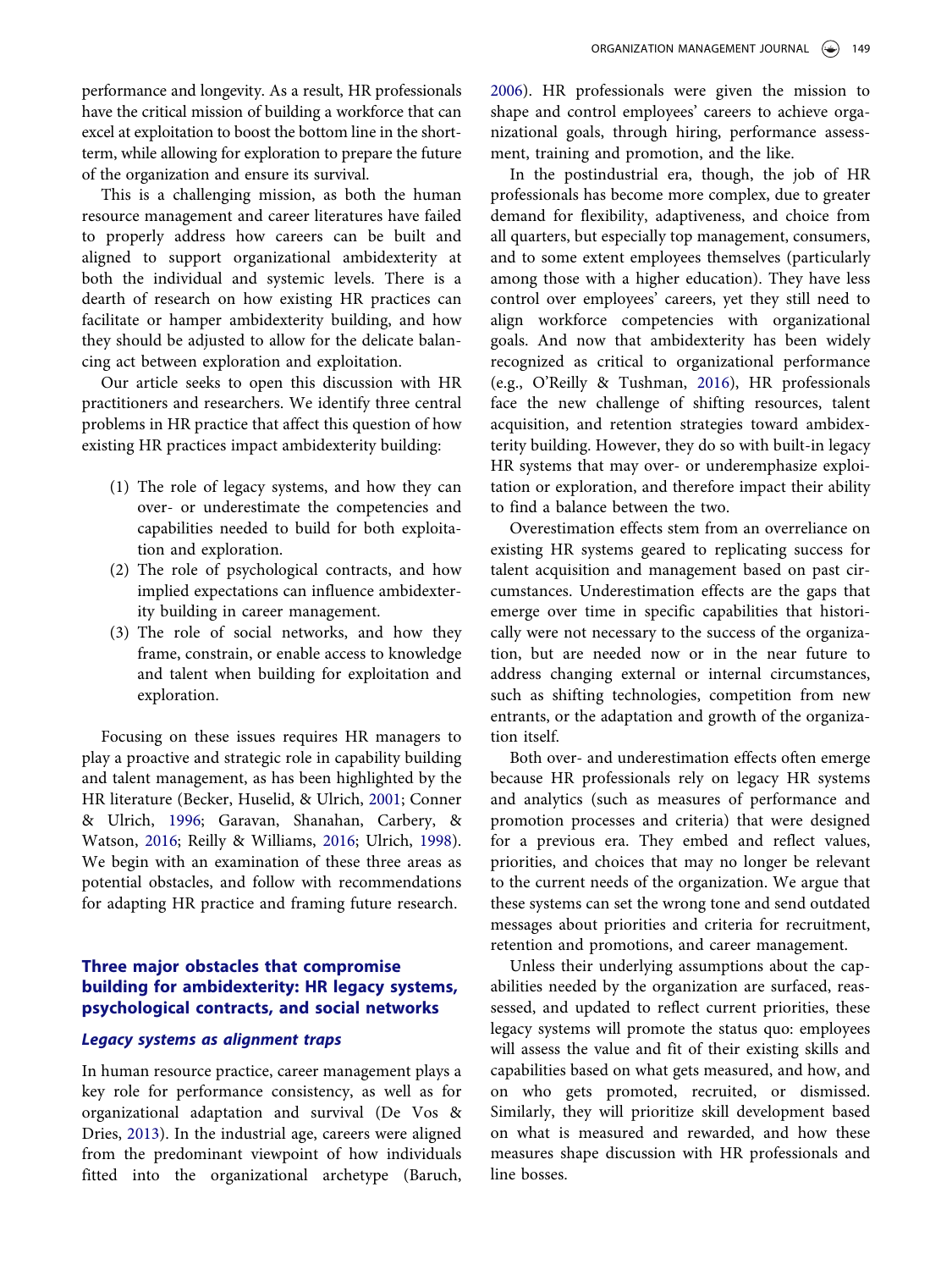performance and longevity. As a result, HR professionals have the critical mission of building a workforce that can excel at exploitation to boost the bottom line in the short-term, while allowing for exploration to prepare the future of the organization and ensure its survival.

This is a challenging mission, as both the human resource management and career literatures have failed to properly address how careers can be built and aligned to support organizational ambidexterity at both the individual and systemic levels. There is a dearth of research on how existing HR practices can facilitate or hamper ambidexterity building, and how they should be adjusted to allow for the delicate balancing act between exploration and exploitation.

Our article seeks to open this discussion with HR practitioners and researchers. We identify three central problems in HR practice that affect this question of how existing HR practices impact ambidexterity building:

1. The role of legacy systems, and how they can over- or underestimate the competencies and capabilities needed to build for both exploitation and exploration.
2. The role of psychological contracts, and how implied expectations can influence ambidexterity building in career management.
3. The role of social networks, and how they frame, constrain, or enable access to knowledge and talent when building for exploitation and exploration.

Focusing on these issues requires HR managers to play a proactive and strategic role in capability building and talent management, as has been highlighted by the HR literature (Becker, Huselid, & Ulrich, 2001; Conner & Ulrich, 1996; Garavan, Shanahan, Carbery, & Watson, 2016; Reilly & Williams, 2016; Ulrich, 1998). We begin with an examination of these three areas as potential obstacles, and follow with recommendations for adapting HR practice and framing future research.

## Three major obstacles that compromise building for ambidexterity: HR legacy systems, psychological contracts, and social networks

### *Legacy systems as alignment traps*

In human resource practice, career management plays a key role for performance consistency, as well as for organizational adaptation and survival (De Vos & Dries, 2013). In the industrial age, careers were aligned from the predominant viewpoint of how individuals fitted into the organizational archetype (Baruch, 2006). HR professionals were given the mission to shape and control employees' careers to achieve organizational goals, through hiring, performance assessment, training and promotion, and the like.

In the postindustrial era, though, the job of HR professionals has become more complex, due to greater demand for flexibility, adaptiveness, and choice from all quarters, but especially top management, consumers, and to some extent employees themselves (particularly among those with a higher education). They have less control over employees' careers, yet they still need to align workforce competencies with organizational goals. And now that ambidexterity has been widely recognized as critical to organizational performance (e.g., O'Reilly & Tushman, 2016), HR professionals face the new challenge of shifting resources, talent acquisition, and retention strategies toward ambidexterity building. However, they do so with built-in legacy HR systems that may over- or underemphasize exploitation or exploration, and therefore impact their ability to find a balance between the two.

Overestimation effects stem from an overreliance on existing HR systems geared to replicating success for talent acquisition and management based on past circumstances. Underestimation effects are the gaps that emerge over time in specific capabilities that historically were not necessary to the success of the organization, but are needed now or in the near future to address changing external or internal circumstances, such as shifting technologies, competition from new entrants, or the adaptation and growth of the organization itself.

Both over- and underestimation effects often emerge because HR professionals rely on legacy HR systems and analytics (such as measures of performance and promotion processes and criteria) that were designed for a previous era. They embed and reflect values, priorities, and choices that may no longer be relevant to the current needs of the organization. We argue that these systems can set the wrong tone and send outdated messages about priorities and criteria for recruitment, retention and promotions, and career management.

Unless their underlying assumptions about the capabilities needed by the organization are surfaced, reassessed, and updated to reflect current priorities, these legacy systems will promote the status quo: employees will assess the value and fit of their existing skills and capabilities based on what gets measured, and how, and on who gets promoted, recruited, or dismissed. Similarly, they will prioritize skill development based on what is measured and rewarded, and how these measures shape discussion with HR professionals and line bosses.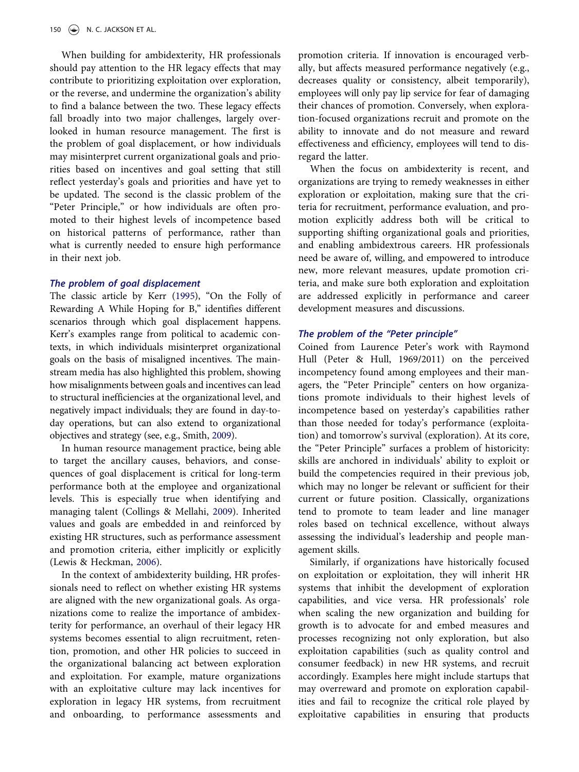When building for ambidexterity, HR professionals should pay attention to the HR legacy effects that may contribute to prioritizing exploitation over exploration, or the reverse, and undermine the organization's ability to find a balance between the two. These legacy effects fall broadly into two major challenges, largely overlooked in human resource management. The first is the problem of goal displacement, or how individuals may misinterpret current organizational goals and priorities based on incentives and goal setting that still reflect yesterday's goals and priorities and have yet to be updated. The second is the classic problem of the "Peter Principle," or how individuals are often promoted to their highest levels of incompetence based on historical patterns of performance, rather than what is currently needed to ensure high performance in their next job.

### The problem of goal displacement

The classic article by Kerr (1995), "On the Folly of Rewarding A While Hoping for B," identifies different scenarios through which goal displacement happens. Kerr's examples range from political to academic contexts, in which individuals misinterpret organizational goals on the basis of misaligned incentives. The mainstream media has also highlighted this problem, showing how misalignments between goals and incentives can lead to structural inefficiencies at the organizational level, and negatively impact individuals; they are found in day-to-day operations, but can also extend to organizational objectives and strategy (see, e.g., Smith, 2009).

In human resource management practice, being able to target the ancillary causes, behaviors, and consequences of goal displacement is critical for long-term performance both at the employee and organizational levels. This is especially true when identifying and managing talent (Collings & Mellahi, 2009). Inherited values and goals are embedded in and reinforced by existing HR structures, such as performance assessment and promotion criteria, either implicitly or explicitly (Lewis & Heckman, 2006).

In the context of ambidexterity building, HR professionals need to reflect on whether existing HR systems are aligned with the new organizational goals. As organizations come to realize the importance of ambidexterity for performance, an overhaul of their legacy HR systems becomes essential to align recruitment, retention, promotion, and other HR policies to succeed in the organizational balancing act between exploration and exploitation. For example, mature organizations with an exploitative culture may lack incentives for exploration in legacy HR systems, from recruitment and onboarding, to performance assessments and promotion criteria. If innovation is encouraged verbally, but affects measured performance negatively (e.g., decreases quality or consistency, albeit temporarily), employees will only pay lip service for fear of damaging their chances of promotion. Conversely, when exploration-focused organizations recruit and promote on the ability to innovate and do not measure and reward effectiveness and efficiency, employees will tend to disregard the latter.

When the focus on ambidexterity is recent, and organizations are trying to remedy weaknesses in either exploration or exploitation, making sure that the criteria for recruitment, performance evaluation, and promotion explicitly address both will be critical to supporting shifting organizational goals and priorities, and enabling ambidextrous careers. HR professionals need be aware of, willing, and empowered to introduce new, more relevant measures, update promotion criteria, and make sure both exploration and exploitation are addressed explicitly in performance and career development measures and discussions.

### The problem of the "Peter principle"

Coined from Laurence Peter's work with Raymond Hull (Peter & Hull, 1969/2011) on the perceived incompetency found among employees and their managers, the "Peter Principle" centers on how organizations promote individuals to their highest levels of incompetence based on yesterday's capabilities rather than those needed for today's performance (exploitation) and tomorrow's survival (exploration). At its core, the "Peter Principle" surfaces a problem of historicity: skills are anchored in individuals' ability to exploit or build the competencies required in their previous job, which may no longer be relevant or sufficient for their current or future position. Classically, organizations tend to promote to team leader and line manager roles based on technical excellence, without always assessing the individual's leadership and people management skills.

Similarly, if organizations have historically focused on exploitation or exploitation, they will inherit HR systems that inhibit the development of exploration capabilities, and vice versa. HR professionals' role when scaling the new organization and building for growth is to advocate for and embed measures and processes recognizing not only exploration, but also exploitation capabilities (such as quality control and consumer feedback) in new HR systems, and recruit accordingly. Examples here might include startups that may overreward and promote on exploration capabilities and fail to recognize the critical role played by exploitative capabilities in ensuring that products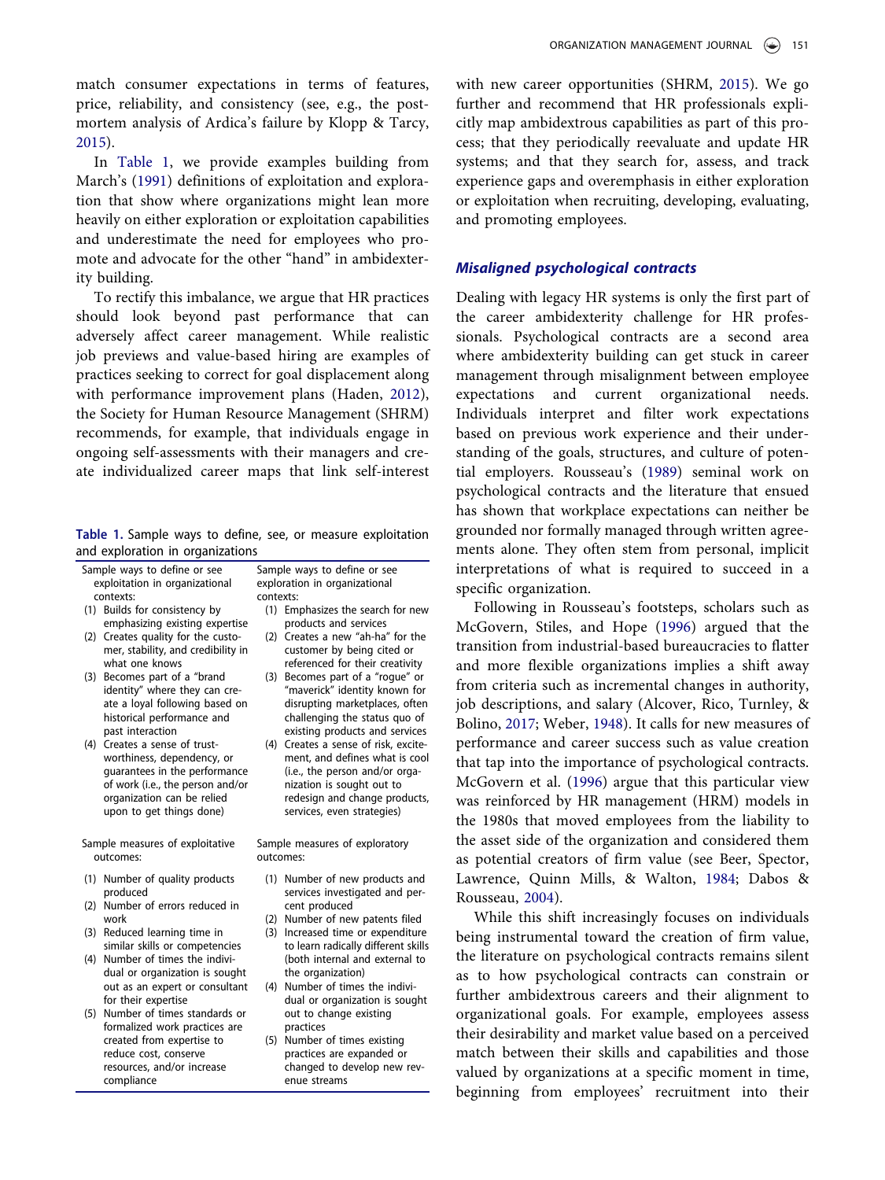match consumer expectations in terms of features, price, reliability, and consistency (see, e.g., the post-mortem analysis of Ardica's failure by Klopp & Tarcy, 2015).

In Table 1, we provide examples building from March's (1991) definitions of exploitation and exploration that show where organizations might lean more heavily on either exploration or exploitation capabilities and underestimate the need for employees who promote and advocate for the other "hand" in ambidexterity building.

To rectify this imbalance, we argue that HR practices should look beyond past performance that can adversely affect career management. While realistic job previews and value-based hiring are examples of practices seeking to correct for goal displacement along with performance improvement plans (Haden, 2012), the Society for Human Resource Management (SHRM) recommends, for example, that individuals engage in ongoing self-assessments with their managers and create individualized career maps that link self-interest with new career opportunities (SHRM, 2015). We go further and recommend that HR professionals explicitly map ambidextrous capabilities as part of this process; that they periodically reevaluate and update HR systems; and that they search for, assess, and track experience gaps and overemphasis in either exploration or exploitation when recruiting, developing, evaluating, and promoting employees.

**Table 1.** Sample ways to define, see, or measure exploitation and exploration in organizations

| Sample ways to define or see exploitation in organizational contexts: | Sample ways to define or see exploration in organizational contexts: |
|---|---|
| (1) Builds for consistency by emphasizing existing expertise | (1) Emphasizes the search for new products and services |
| (2) Creates quality for the customer, stability, and credibility in what one knows | (2) Creates a new "ah-ha" for the customer by being cited or referenced for their creativity |
| (3) Becomes part of a "brand identity" where they can create a loyal following based on historical performance and past interaction | (3) Becomes part of a "rogue" or "maverick" identity known for disrupting marketplaces, often challenging the status quo of existing products and services |
| (4) Creates a sense of trustworthiness, dependency, or guarantees in the performance of work (i.e., the person and/or organization can be relied upon to get things done) | (4) Creates a sense of risk, excitement, and defines what is cool (i.e., the person and/or organization is sought out to redesign and change products, services, even strategies) |
| **Sample measures of exploitative outcomes:** | **Sample measures of exploratory outcomes:** |
| (1) Number of quality products produced | (1) Number of new products and services investigated and percent produced |
| (2) Number of errors reduced in work | (2) Number of new patents filed |
| (3) Reduced learning time in similar skills or competencies | (3) Increased time or expenditure to learn radically different skills (both internal and external to the organization) |
| (4) Number of times the individual or organization is sought out as an expert or consultant for their expertise | (4) Number of times the individual or organization is sought out to change existing practices |
| (5) Number of times standards or formalized work practices are created from expertise to reduce cost, conserve resources, and/or increase compliance | (5) Number of times existing practices are expanded or changed to develop new revenue streams |

### *Misaligned psychological contracts*

Dealing with legacy HR systems is only the first part of the career ambidexterity challenge for HR professionals. Psychological contracts are a second area where ambidexterity building can get stuck in career management through misalignment between employee expectations and current organizational needs. Individuals interpret and filter work expectations based on previous work experience and their understanding of the goals, structures, and culture of potential employers. Rousseau's (1989) seminal work on psychological contracts and the literature that ensued has shown that workplace expectations can neither be grounded nor formally managed through written agreements alone. They often stem from personal, implicit interpretations of what is required to succeed in a specific organization.

Following in Rousseau's footsteps, scholars such as McGovern, Stiles, and Hope (1996) argued that the transition from industrial-based bureaucracies to flatter and more flexible organizations implies a shift away from criteria such as incremental changes in authority, job descriptions, and salary (Alcover, Rico, Turnley, & Bolino, 2017; Weber, 1948). It calls for new measures of performance and career success such as value creation that tap into the importance of psychological contracts. McGovern et al. (1996) argue that this particular view was reinforced by HR management (HRM) models in the 1980s that moved employees from the liability to the asset side of the organization and considered them as potential creators of firm value (see Beer, Spector, Lawrence, Quinn Mills, & Walton, 1984; Dabos & Rousseau, 2004).

While this shift increasingly focuses on individuals being instrumental toward the creation of firm value, the literature on psychological contracts remains silent as to how psychological contracts can constrain or further ambidextrous careers and their alignment to organizational goals. For example, employees assess their desirability and market value based on a perceived match between their skills and capabilities and those valued by organizations at a specific moment in time, beginning from employees' recruitment into their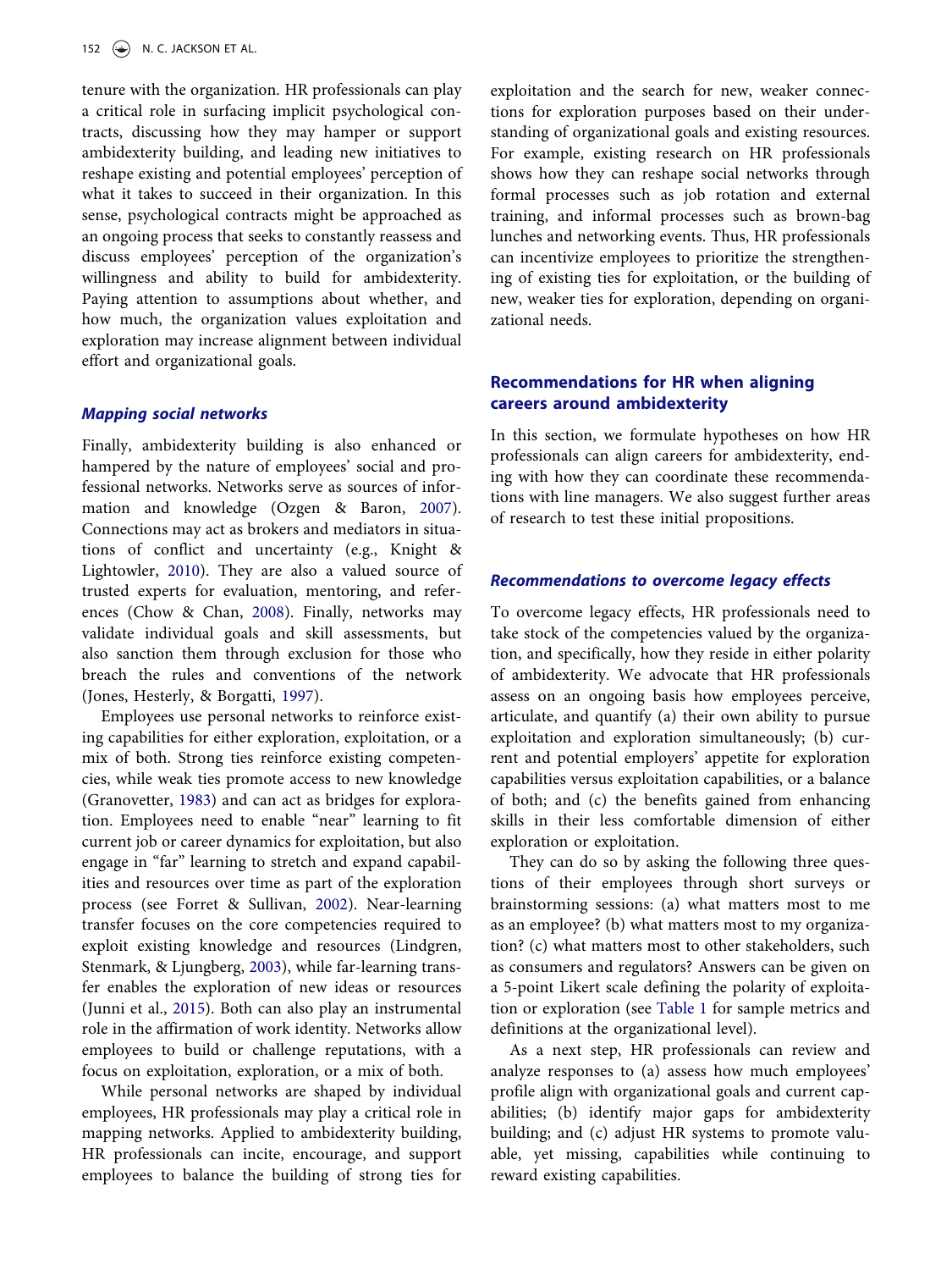tenure with the organization. HR professionals can play a critical role in surfacing implicit psychological contracts, discussing how they may hamper or support ambidexterity building, and leading new initiatives to reshape existing and potential employees' perception of what it takes to succeed in their organization. In this sense, psychological contracts might be approached as an ongoing process that seeks to constantly reassess and discuss employees' perception of the organization's willingness and ability to build for ambidexterity. Paying attention to assumptions about whether, and how much, the organization values exploitation and exploration may increase alignment between individual effort and organizational goals.

### *Mapping social networks*

Finally, ambidexterity building is also enhanced or hampered by the nature of employees' social and professional networks. Networks serve as sources of information and knowledge (Ozgen & Baron, 2007). Connections may act as brokers and mediators in situations of conflict and uncertainty (e.g., Knight & Lightowler, 2010). They are also a valued source of trusted experts for evaluation, mentoring, and references (Chow & Chan, 2008). Finally, networks may validate individual goals and skill assessments, but also sanction them through exclusion for those who breach the rules and conventions of the network (Jones, Hesterly, & Borgatti, 1997).

Employees use personal networks to reinforce existing capabilities for either exploration, exploitation, or a mix of both. Strong ties reinforce existing competencies, while weak ties promote access to new knowledge (Granovetter, 1983) and can act as bridges for exploration. Employees need to enable "near" learning to fit current job or career dynamics for exploitation, but also engage in "far" learning to stretch and expand capabilities and resources over time as part of the exploration process (see Forret & Sullivan, 2002). Near-learning transfer focuses on the core competencies required to exploit existing knowledge and resources (Lindgren, Stenmark, & Ljungberg, 2003), while far-learning transfer enables the exploration of new ideas or resources (Junni et al., 2015). Both can also play an instrumental role in the affirmation of work identity. Networks allow employees to build or challenge reputations, with a focus on exploitation, exploration, or a mix of both.

While personal networks are shaped by individual employees, HR professionals may play a critical role in mapping networks. Applied to ambidexterity building, HR professionals can incite, encourage, and support employees to balance the building of strong ties for exploitation and the search for new, weaker connections for exploration purposes based on their understanding of organizational goals and existing resources. For example, existing research on HR professionals shows how they can reshape social networks through formal processes such as job rotation and external training, and informal processes such as brown-bag lunches and networking events. Thus, HR professionals can incentivize employees to prioritize the strengthening of existing ties for exploitation, or the building of new, weaker ties for exploration, depending on organizational needs.

## Recommendations for HR when aligning careers around ambidexterity

In this section, we formulate hypotheses on how HR professionals can align careers for ambidexterity, ending with how they can coordinate these recommendations with line managers. We also suggest further areas of research to test these initial propositions.

### *Recommendations to overcome legacy effects*

To overcome legacy effects, HR professionals need to take stock of the competencies valued by the organization, and specifically, how they reside in either polarity of ambidexterity. We advocate that HR professionals assess on an ongoing basis how employees perceive, articulate, and quantify (a) their own ability to pursue exploitation and exploration simultaneously; (b) current and potential employers' appetite for exploration capabilities versus exploitation capabilities, or a balance of both; and (c) the benefits gained from enhancing skills in their less comfortable dimension of either exploration or exploitation.

They can do so by asking the following three questions of their employees through short surveys or brainstorming sessions: (a) what matters most to me as an employee? (b) what matters most to my organization? (c) what matters most to other stakeholders, such as consumers and regulators? Answers can be given on a 5-point Likert scale defining the polarity of exploitation or exploration (see Table 1 for sample metrics and definitions at the organizational level).

As a next step, HR professionals can review and analyze responses to (a) assess how much employees' profile align with organizational goals and current capabilities; (b) identify major gaps for ambidexterity building; and (c) adjust HR systems to promote valuable, yet missing, capabilities while continuing to reward existing capabilities.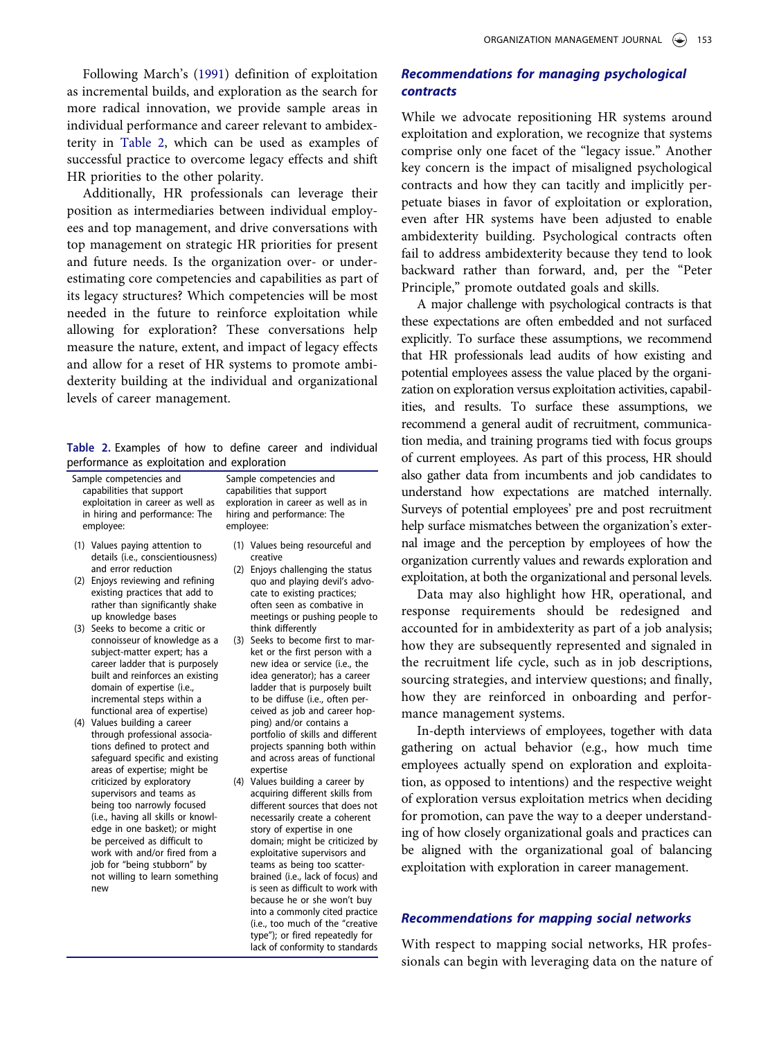Following March's (1991) definition of exploitation as incremental builds, and exploration as the search for more radical innovation, we provide sample areas in individual performance and career relevant to ambidexterity in Table 2, which can be used as examples of successful practice to overcome legacy effects and shift HR priorities to the other polarity.

Additionally, HR professionals can leverage their position as intermediaries between individual employees and top management, and drive conversations with top management on strategic HR priorities for present and future needs. Is the organization over- or under-estimating core competencies and capabilities as part of its legacy structures? Which competencies will be most needed in the future to reinforce exploitation while allowing for exploration? These conversations help measure the nature, extent, and impact of legacy effects and allow for a reset of HR systems to promote ambidexterity building at the individual and organizational levels of career management.

**Table 2.** Examples of how to define career and individual performance as exploitation and exploration

| Sample competencies and capabilities that support exploitation in career as well as in hiring and performance: The employee: | Sample competencies and capabilities that support exploration in career as well as in hiring and performance: The employee: |
|---|---|
| (1) Values paying attention to details (i.e., conscientiousness) and error reduction | (1) Values being resourceful and creative |
| (2) Enjoys reviewing and refining existing practices that add to rather than significantly shake up knowledge bases | (2) Enjoys challenging the status quo and playing devil's advocate to existing practices; often seen as combative in meetings or pushing people to think differently |
| (3) Seeks to become a critic or connoisseur of knowledge as a subject-matter expert; has a career ladder that is purposely built and reinforces an existing domain of expertise (i.e., incremental steps within a functional area of expertise) | (3) Seeks to become first to market or the first person with a new idea or service (i.e., the idea generator); has a career ladder that is purposely built to be diffuse (i.e., often perceived as job and career hopping) and/or contains a portfolio of skills and different projects spanning both within and across areas of functional expertise |
| (4) Values building a career through professional associations defined to protect and safeguard specific and existing areas of expertise; might be criticized by exploratory supervisors and teams as being too narrowly focused (i.e., having all skills or knowledge in one basket); or might be perceived as difficult to work with and/or fired from a job for "being stubborn" by not willing to learn something new | (4) Values building a career by acquiring different skills from different sources that does not necessarily create a coherent story of expertise in one domain; might be criticized by exploitative supervisors and teams as being too scatter-brained (i.e., lack of focus) and is seen as difficult to work with because he or she won't buy into a commonly cited practice (i.e., too much of the "creative type"); or fired repeatedly for lack of conformity to standards |

### *Recommendations for managing psychological contracts*

While we advocate repositioning HR systems around exploitation and exploration, we recognize that systems comprise only one facet of the "legacy issue." Another key concern is the impact of misaligned psychological contracts and how they can tacitly and implicitly perpetuate biases in favor of exploitation or exploration, even after HR systems have been adjusted to enable ambidexterity building. Psychological contracts often fail to address ambidexterity because they tend to look backward rather than forward, and, per the "Peter Principle," promote outdated goals and skills.

A major challenge with psychological contracts is that these expectations are often embedded and not surfaced explicitly. To surface these assumptions, we recommend that HR professionals lead audits of how existing and potential employees assess the value placed by the organization on exploration versus exploitation activities, capabilities, and results. To surface these assumptions, we recommend a general audit of recruitment, communication media, and training programs tied with focus groups of current employees. As part of this process, HR should also gather data from incumbents and job candidates to understand how expectations are matched internally. Surveys of potential employees' pre and post recruitment help surface mismatches between the organization's external image and the perception by employees of how the organization currently values and rewards exploration and exploitation, at both the organizational and personal levels.

Data may also highlight how HR, operational, and response requirements should be redesigned and accounted for in ambidexterity as part of a job analysis; how they are subsequently represented and signaled in the recruitment life cycle, such as in job descriptions, sourcing strategies, and interview questions; and finally, how they are reinforced in onboarding and performance management systems.

In-depth interviews of employees, together with data gathering on actual behavior (e.g., how much time employees actually spend on exploration and exploitation, as opposed to intentions) and the respective weight of exploration versus exploitation metrics when deciding for promotion, can pave the way to a deeper understanding of how closely organizational goals and practices can be aligned with the organizational goal of balancing exploitation with exploration in career management.

### *Recommendations for mapping social networks*

With respect to mapping social networks, HR professionals can begin with leveraging data on the nature of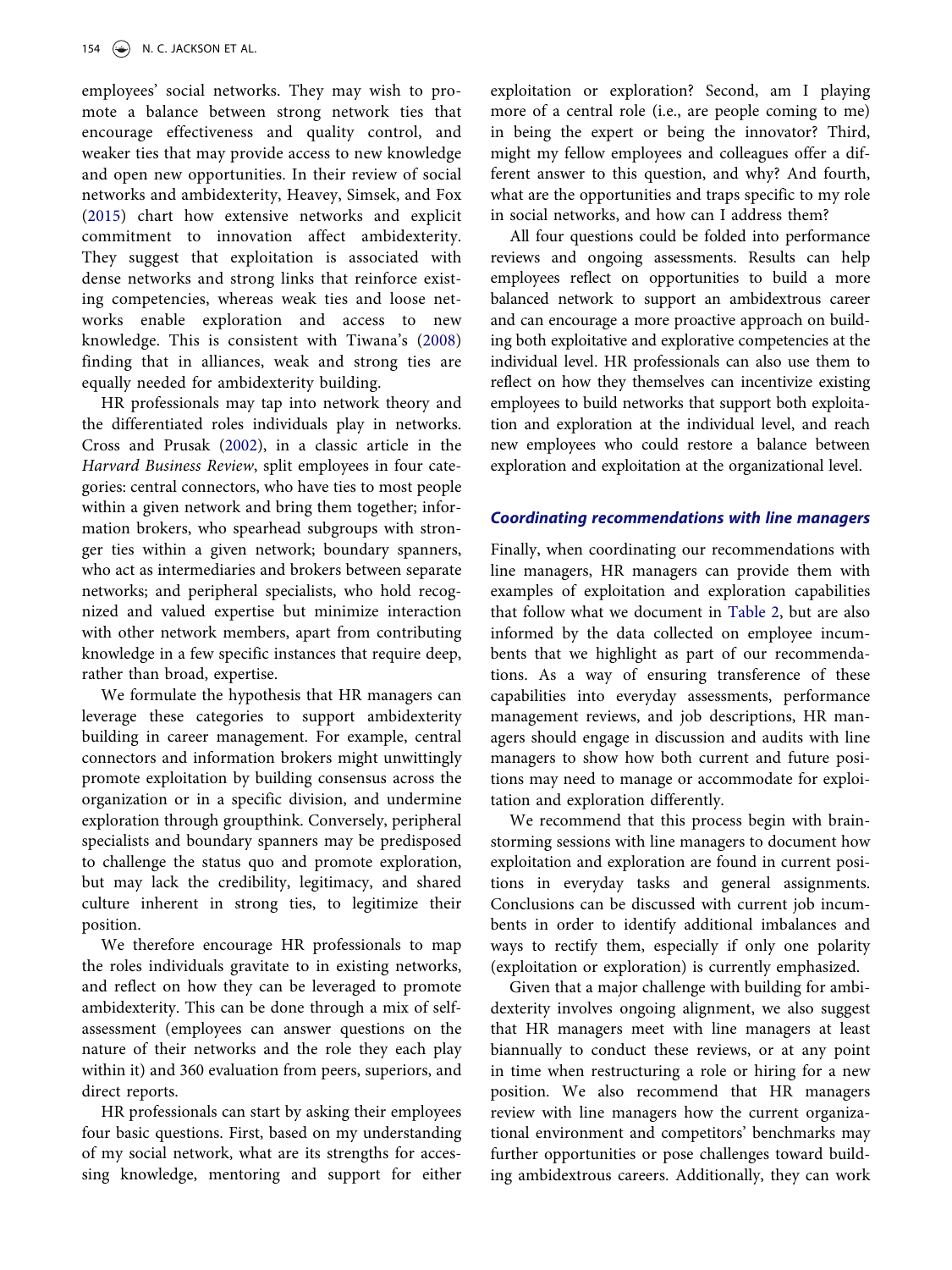employees' social networks. They may wish to promote a balance between strong network ties that encourage effectiveness and quality control, and weaker ties that may provide access to new knowledge and open new opportunities. In their review of social networks and ambidexterity, Heavey, Simsek, and Fox (2015) chart how extensive networks and explicit commitment to innovation affect ambidexterity. They suggest that exploitation is associated with dense networks and strong links that reinforce existing competencies, whereas weak ties and loose networks enable exploration and access to new knowledge. This is consistent with Tiwana's (2008) finding that in alliances, weak and strong ties are equally needed for ambidexterity building.

HR professionals may tap into network theory and the differentiated roles individuals play in networks. Cross and Prusak (2002), in a classic article in the *Harvard Business Review*, split employees in four categories: central connectors, who have ties to most people within a given network and bring them together; information brokers, who spearhead subgroups with stronger ties within a given network; boundary spanners, who act as intermediaries and brokers between separate networks; and peripheral specialists, who hold recognized and valued expertise but minimize interaction with other network members, apart from contributing knowledge in a few specific instances that require deep, rather than broad, expertise.

We formulate the hypothesis that HR managers can leverage these categories to support ambidexterity building in career management. For example, central connectors and information brokers might unwittingly promote exploitation by building consensus across the organization or in a specific division, and undermine exploration through groupthink. Conversely, peripheral specialists and boundary spanners may be predisposed to challenge the status quo and promote exploration, but may lack the credibility, legitimacy, and shared culture inherent in strong ties, to legitimize their position.

We therefore encourage HR professionals to map the roles individuals gravitate to in existing networks, and reflect on how they can be leveraged to promote ambidexterity. This can be done through a mix of self-assessment (employees can answer questions on the nature of their networks and the role they each play within it) and 360 evaluation from peers, superiors, and direct reports.

HR professionals can start by asking their employees four basic questions. First, based on my understanding of my social network, what are its strengths for accessing knowledge, mentoring and support for either exploitation or exploration? Second, am I playing more of a central role (i.e., are people coming to me) in being the expert or being the innovator? Third, might my fellow employees and colleagues offer a different answer to this question, and why? And fourth, what are the opportunities and traps specific to my role in social networks, and how can I address them?

All four questions could be folded into performance reviews and ongoing assessments. Results can help employees reflect on opportunities to build a more balanced network to support an ambidextrous career and can encourage a more proactive approach on building both exploitative and explorative competencies at the individual level. HR professionals can also use them to reflect on how they themselves can incentivize existing employees to build networks that support both exploitation and exploration at the individual level, and reach new employees who could restore a balance between exploration and exploitation at the organizational level.

### *Coordinating recommendations with line managers*

Finally, when coordinating our recommendations with line managers, HR managers can provide them with examples of exploitation and exploration capabilities that follow what we document in Table 2, but are also informed by the data collected on employee incumbents that we highlight as part of our recommendations. As a way of ensuring transference of these capabilities into everyday assessments, performance management reviews, and job descriptions, HR managers should engage in discussion and audits with line managers to show how both current and future positions may need to manage or accommodate for exploitation and exploration differently.

We recommend that this process begin with brainstorming sessions with line managers to document how exploitation and exploration are found in current positions in everyday tasks and general assignments. Conclusions can be discussed with current job incumbents in order to identify additional imbalances and ways to rectify them, especially if only one polarity (exploitation or exploration) is currently emphasized.

Given that a major challenge with building for ambidexterity involves ongoing alignment, we also suggest that HR managers meet with line managers at least biannually to conduct these reviews, or at any point in time when restructuring a role or hiring for a new position. We also recommend that HR managers review with line managers how the current organizational environment and competitors' benchmarks may further opportunities or pose challenges toward building ambidextrous careers. Additionally, they can work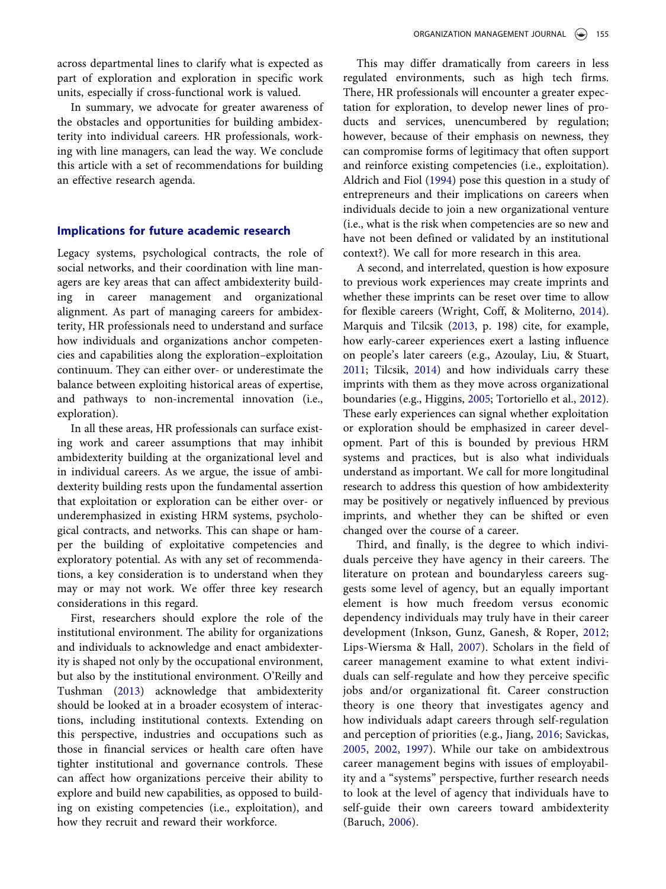across departmental lines to clarify what is expected as part of exploration and exploration in specific work units, especially if cross-functional work is valued.

In summary, we advocate for greater awareness of the obstacles and opportunities for building ambidexterity into individual careers. HR professionals, working with line managers, can lead the way. We conclude this article with a set of recommendations for building an effective research agenda.

## Implications for future academic research

Legacy systems, psychological contracts, the role of social networks, and their coordination with line managers are key areas that can affect ambidexterity building in career management and organizational alignment. As part of managing careers for ambidexterity, HR professionals need to understand and surface how individuals and organizations anchor competencies and capabilities along the exploration–exploitation continuum. They can either over- or underestimate the balance between exploiting historical areas of expertise, and pathways to non-incremental innovation (i.e., exploration).

In all these areas, HR professionals can surface existing work and career assumptions that may inhibit ambidexterity building at the organizational level and in individual careers. As we argue, the issue of ambidexterity building rests upon the fundamental assertion that exploitation or exploration can be either over- or underemphasized in existing HRM systems, psychological contracts, and networks. This can shape or hamper the building of exploitative competencies and exploratory potential. As with any set of recommendations, a key consideration is to understand when they may or may not work. We offer three key research considerations in this regard.

First, researchers should explore the role of the institutional environment. The ability for organizations and individuals to acknowledge and enact ambidexterity is shaped not only by the occupational environment, but also by the institutional environment. O'Reilly and Tushman (2013) acknowledge that ambidexterity should be looked at in a broader ecosystem of interactions, including institutional contexts. Extending on this perspective, industries and occupations such as those in financial services or health care often have tighter institutional and governance controls. These can affect how organizations perceive their ability to explore and build new capabilities, as opposed to building on existing competencies (i.e., exploitation), and how they recruit and reward their workforce.

This may differ dramatically from careers in less regulated environments, such as high tech firms. There, HR professionals will encounter a greater expectation for exploration, to develop newer lines of products and services, unencumbered by regulation; however, because of their emphasis on newness, they can compromise forms of legitimacy that often support and reinforce existing competencies (i.e., exploitation). Aldrich and Fiol (1994) pose this question in a study of entrepreneurs and their implications on careers when individuals decide to join a new organizational venture (i.e., what is the risk when competencies are so new and have not been defined or validated by an institutional context?). We call for more research in this area.

A second, and interrelated, question is how exposure to previous work experiences may create imprints and whether these imprints can be reset over time to allow for flexible careers (Wright, Coff, & Moliterno, 2014). Marquis and Tilcsik (2013, p. 198) cite, for example, how early-career experiences exert a lasting influence on people's later careers (e.g., Azoulay, Liu, & Stuart, 2011; Tilcsik, 2014) and how individuals carry these imprints with them as they move across organizational boundaries (e.g., Higgins, 2005; Tortoriello et al., 2012). These early experiences can signal whether exploitation or exploration should be emphasized in career development. Part of this is bounded by previous HRM systems and practices, but is also what individuals understand as important. We call for more longitudinal research to address this question of how ambidexterity may be positively or negatively influenced by previous imprints, and whether they can be shifted or even changed over the course of a career.

Third, and finally, is the degree to which individuals perceive they have agency in their careers. The literature on protean and boundaryless careers suggests some level of agency, but an equally important element is how much freedom versus economic dependency individuals may truly have in their career development (Inkson, Gunz, Ganesh, & Roper, 2012; Lips-Wiersma & Hall, 2007). Scholars in the field of career management examine to what extent individuals can self-regulate and how they perceive specific jobs and/or organizational fit. Career construction theory is one theory that investigates agency and how individuals adapt careers through self-regulation and perception of priorities (e.g., Jiang, 2016; Savickas, 2005, 2002, 1997). While our take on ambidextrous career management begins with issues of employability and a "systems" perspective, further research needs to look at the level of agency that individuals have to self-guide their own careers toward ambidexterity (Baruch, 2006).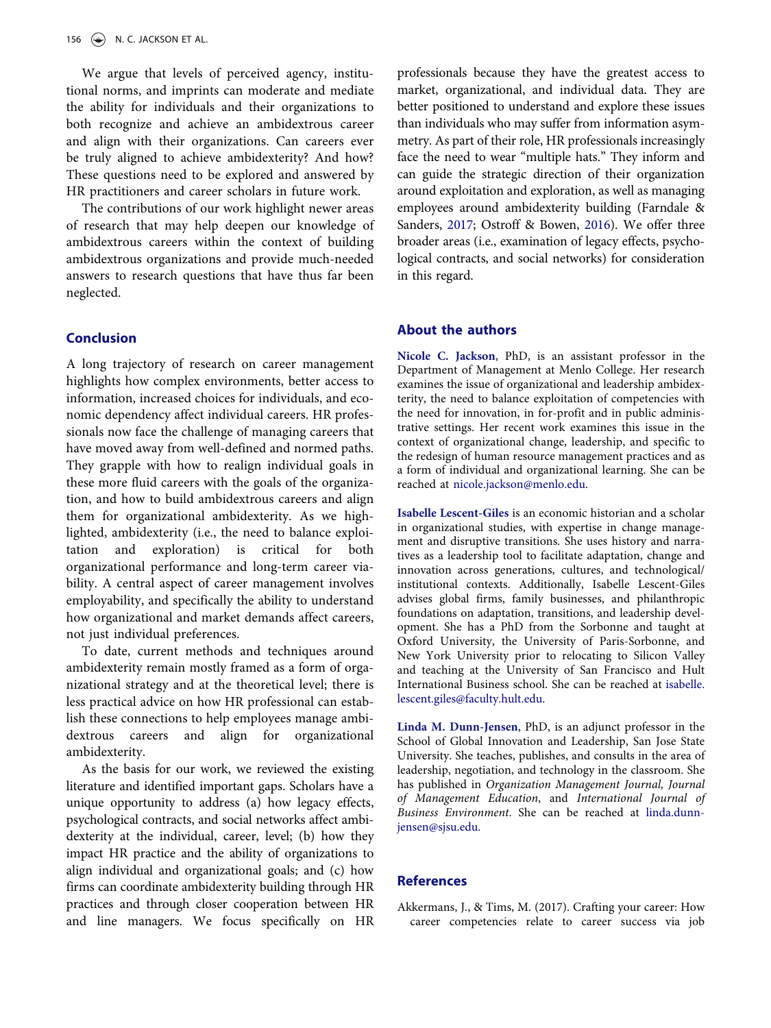We argue that levels of perceived agency, institutional norms, and imprints can moderate and mediate the ability for individuals and their organizations to both recognize and achieve an ambidextrous career and align with their organizations. Can careers ever be truly aligned to achieve ambidexterity? And how? These questions need to be explored and answered by HR practitioners and career scholars in future work.

The contributions of our work highlight newer areas of research that may help deepen our knowledge of ambidextrous careers within the context of building ambidextrous organizations and provide much-needed answers to research questions that have thus far been neglected.

## Conclusion

A long trajectory of research on career management highlights how complex environments, better access to information, increased choices for individuals, and economic dependency affect individual careers. HR professionals now face the challenge of managing careers that have moved away from well-defined and normed paths. They grapple with how to realign individual goals in these more fluid careers with the goals of the organization, and how to build ambidextrous careers and align them for organizational ambidexterity. As we highlighted, ambidexterity (i.e., the need to balance exploitation and exploration) is critical for both organizational performance and long-term career viability. A central aspect of career management involves employability, and specifically the ability to understand how organizational and market demands affect careers, not just individual preferences.

To date, current methods and techniques around ambidexterity remain mostly framed as a form of organizational strategy and at the theoretical level; there is less practical advice on how HR professional can establish these connections to help employees manage ambidextrous careers and align for organizational ambidexterity.

As the basis for our work, we reviewed the existing literature and identified important gaps. Scholars have a unique opportunity to address (a) how legacy effects, psychological contracts, and social networks affect ambidexterity at the individual, career, level; (b) how they impact HR practice and the ability of organizations to align individual and organizational goals; and (c) how firms can coordinate ambidexterity building through HR practices and through closer cooperation between HR and line managers. We focus specifically on HR professionals because they have the greatest access to market, organizational, and individual data. They are better positioned to understand and explore these issues than individuals who may suffer from information asymmetry. As part of their role, HR professionals increasingly face the need to wear "multiple hats." They inform and can guide the strategic direction of their organization around exploitation and exploration, as well as managing employees around ambidexterity building (Farndale & Sanders, 2017; Ostroff & Bowen, 2016). We offer three broader areas (i.e., examination of legacy effects, psychological contracts, and social networks) for consideration in this regard.

## About the authors

**Nicole C. Jackson**, PhD, is an assistant professor in the Department of Management at Menlo College. Her research examines the issue of organizational and leadership ambidexterity, the need to balance exploitation of competencies with the need for innovation, in for-profit and in public administrative settings. Her recent work examines this issue in the context of organizational change, leadership, and specific to the redesign of human resource management practices and as a form of individual and organizational learning. She can be reached at nicole.jackson@menlo.edu.

**Isabelle Lescent-Giles** is an economic historian and a scholar in organizational studies, with expertise in change management and disruptive transitions. She uses history and narratives as a leadership tool to facilitate adaptation, change and innovation across generations, cultures, and technological/institutional contexts. Additionally, Isabelle Lescent-Giles advises global firms, family businesses, and philanthropic foundations on adaptation, transitions, and leadership development. She has a PhD from the Sorbonne and taught at Oxford University, the University of Paris-Sorbonne, and New York University prior to relocating to Silicon Valley and teaching at the University of San Francisco and Hult International Business school. She can be reached at isabelle.lescent.giles@faculty.hult.edu.

**Linda M. Dunn-Jensen**, PhD, is an adjunct professor in the School of Global Innovation and Leadership, San Jose State University. She teaches, publishes, and consults in the area of leadership, negotiation, and technology in the classroom. She has published in *Organization Management Journal, Journal of Management Education*, and *International Journal of Business Environment*. She can be reached at linda.dunn-jensen@sjsu.edu.

## References

Akkermans, J., & Tims, M. (2017). Crafting your career: How career competencies relate to career success via job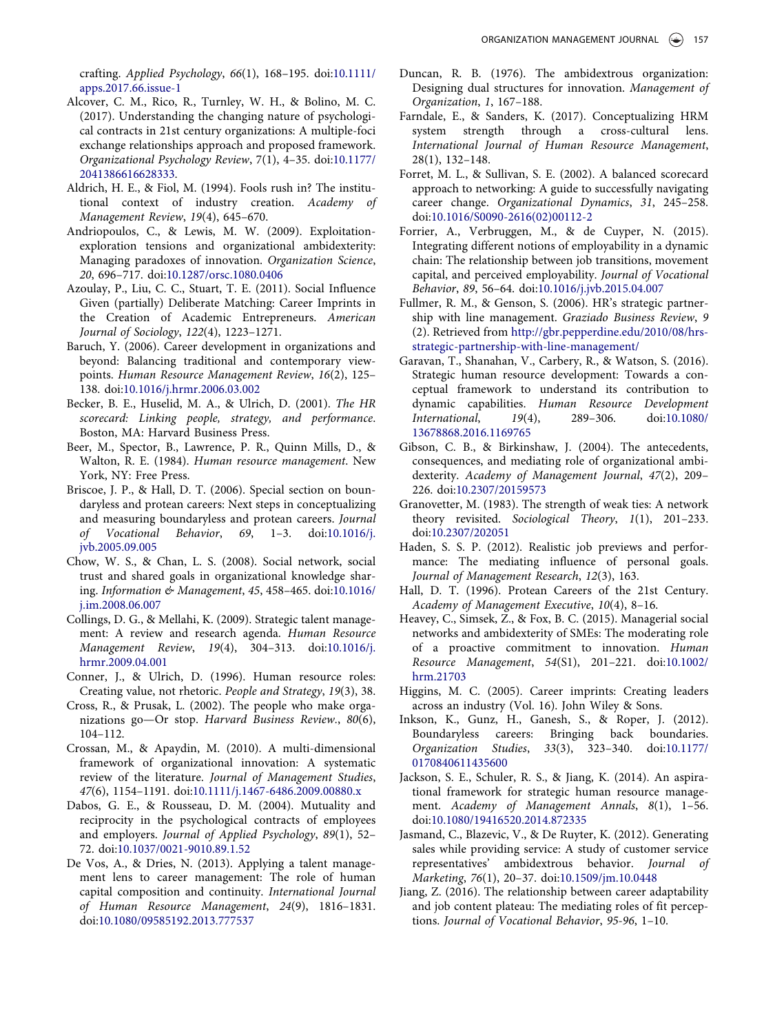crafting. *Applied Psychology*, *66*(1), 168–195. doi:10.1111/apps.2017.66.issue-1

Alcover, C. M., Rico, R., Turnley, W. H., & Bolino, M. C. (2017). Understanding the changing nature of psychological contracts in 21st century organizations: A multiple-foci exchange relationships approach and proposed framework. *Organizational Psychology Review*, 7(1), 4–35. doi:10.1177/2041386616628333.

Aldrich, H. E., & Fiol, M. (1994). Fools rush in? The institutional context of industry creation. *Academy of Management Review*, *19*(4), 645–670.

Andriopoulos, C., & Lewis, M. W. (2009). Exploitation-exploration tensions and organizational ambidexterity: Managing paradoxes of innovation. *Organization Science*, *20*, 696–717. doi:10.1287/orsc.1080.0406

Azoulay, P., Liu, C. C., Stuart, T. E. (2011). Social Influence Given (partially) Deliberate Matching: Career Imprints in the Creation of Academic Entrepreneurs. *American Journal of Sociology*, *122*(4), 1223–1271.

Baruch, Y. (2006). Career development in organizations and beyond: Balancing traditional and contemporary viewpoints. *Human Resource Management Review*, *16*(2), 125–138. doi:10.1016/j.hrmr.2006.03.002

Becker, B. E., Huselid, M. A., & Ulrich, D. (2001). *The HR scorecard: Linking people, strategy, and performance*. Boston, MA: Harvard Business Press.

Beer, M., Spector, B., Lawrence, P. R., Quinn Mills, D., & Walton, R. E. (1984). *Human resource management*. New York, NY: Free Press.

Briscoe, J. P., & Hall, D. T. (2006). Special section on boundaryless and protean careers: Next steps in conceptualizing and measuring boundaryless and protean careers. *Journal of Vocational Behavior*, *69*, 1–3. doi:10.1016/j.jvb.2005.09.005

Chow, W. S., & Chan, L. S. (2008). Social network, social trust and shared goals in organizational knowledge sharing. *Information & Management*, *45*, 458–465. doi:10.1016/j.im.2008.06.007

Collings, D. G., & Mellahi, K. (2009). Strategic talent management: A review and research agenda. *Human Resource Management Review*, *19*(4), 304–313. doi:10.1016/j.hrmr.2009.04.001

Conner, J., & Ulrich, D. (1996). Human resource roles: Creating value, not rhetoric. *People and Strategy*, *19*(3), 38.

Cross, R., & Prusak, L. (2002). The people who make organizations go—Or stop. *Harvard Business Review.*, *80*(6), 104–112.

Crossan, M., & Apaydin, M. (2010). A multi-dimensional framework of organizational innovation: A systematic review of the literature. *Journal of Management Studies*, *47*(6), 1154–1191. doi:10.1111/j.1467-6486.2009.00880.x

Dabos, G. E., & Rousseau, D. M. (2004). Mutuality and reciprocity in the psychological contracts of employees and employers. *Journal of Applied Psychology*, *89*(1), 52–72. doi:10.1037/0021-9010.89.1.52

De Vos, A., & Dries, N. (2013). Applying a talent management lens to career management: The role of human capital composition and continuity. *International Journal of Human Resource Management*, *24*(9), 1816–1831. doi:10.1080/09585192.2013.777537

Duncan, R. B. (1976). The ambidextrous organization: Designing dual structures for innovation. *Management of Organization*, *1*, 167–188.

Farndale, E., & Sanders, K. (2017). Conceptualizing HRM system strength through a cross-cultural lens. *International Journal of Human Resource Management*, 28(1), 132–148.

Forret, M. L., & Sullivan, S. E. (2002). A balanced scorecard approach to networking: A guide to successfully navigating career change. *Organizational Dynamics*, *31*, 245–258. doi:10.1016/S0090-2616(02)00112-2

Forrier, A., Verbruggen, M., & de Cuyper, N. (2015). Integrating different notions of employability in a dynamic chain: The relationship between job transitions, movement capital, and perceived employability. *Journal of Vocational Behavior*, *89*, 56–64. doi:10.1016/j.jvb.2015.04.007

Fullmer, R. M., & Genson, S. (2006). HR's strategic partnership with line management. *Graziado Business Review*, *9* (2). Retrieved from http://gbr.pepperdine.edu/2010/08/hrs-strategic-partnership-with-line-management/

Garavan, T., Shanahan, V., Carbery, R., & Watson, S. (2016). Strategic human resource development: Towards a conceptual framework to understand its contribution to dynamic capabilities. *Human Resource Development International*, *19*(4), 289–306. doi:10.1080/13678868.2016.1169765

Gibson, C. B., & Birkinshaw, J. (2004). The antecedents, consequences, and mediating role of organizational ambidexterity. *Academy of Management Journal*, *47*(2), 209–226. doi:10.2307/20159573

Granovetter, M. (1983). The strength of weak ties: A network theory revisited. *Sociological Theory*, *1*(1), 201–233. doi:10.2307/202051

Haden, S. S. P. (2012). Realistic job previews and performance: The mediating influence of personal goals. *Journal of Management Research*, *12*(3), 163.

Hall, D. T. (1996). Protean Careers of the 21st Century. *Academy of Management Executive*, *10*(4), 8–16.

Heavey, C., Simsek, Z., & Fox, B. C. (2015). Managerial social networks and ambidexterity of SMEs: The moderating role of a proactive commitment to innovation. *Human Resource Management*, *54*(S1), 201–221. doi:10.1002/hrm.21703

Higgins, M. C. (2005). Career imprints: Creating leaders across an industry (Vol. 16). John Wiley & Sons.

Inkson, K., Gunz, H., Ganesh, S., & Roper, J. (2012). Boundaryless careers: Bringing back boundaries. *Organization Studies*, *33*(3), 323–340. doi:10.1177/0170840611435600

Jackson, S. E., Schuler, R. S., & Jiang, K. (2014). An aspirational framework for strategic human resource management. *Academy of Management Annals*, *8*(1), 1–56. doi:10.1080/19416520.2014.872335

Jasmand, C., Blazevic, V., & De Ruyter, K. (2012). Generating sales while providing service: A study of customer service representatives' ambidextrous behavior. *Journal of Marketing*, *76*(1), 20–37. doi:10.1509/jm.10.0448

Jiang, Z. (2016). The relationship between career adaptability and job content plateau: The mediating roles of fit perceptions. *Journal of Vocational Behavior*, *95-96*, 1–10.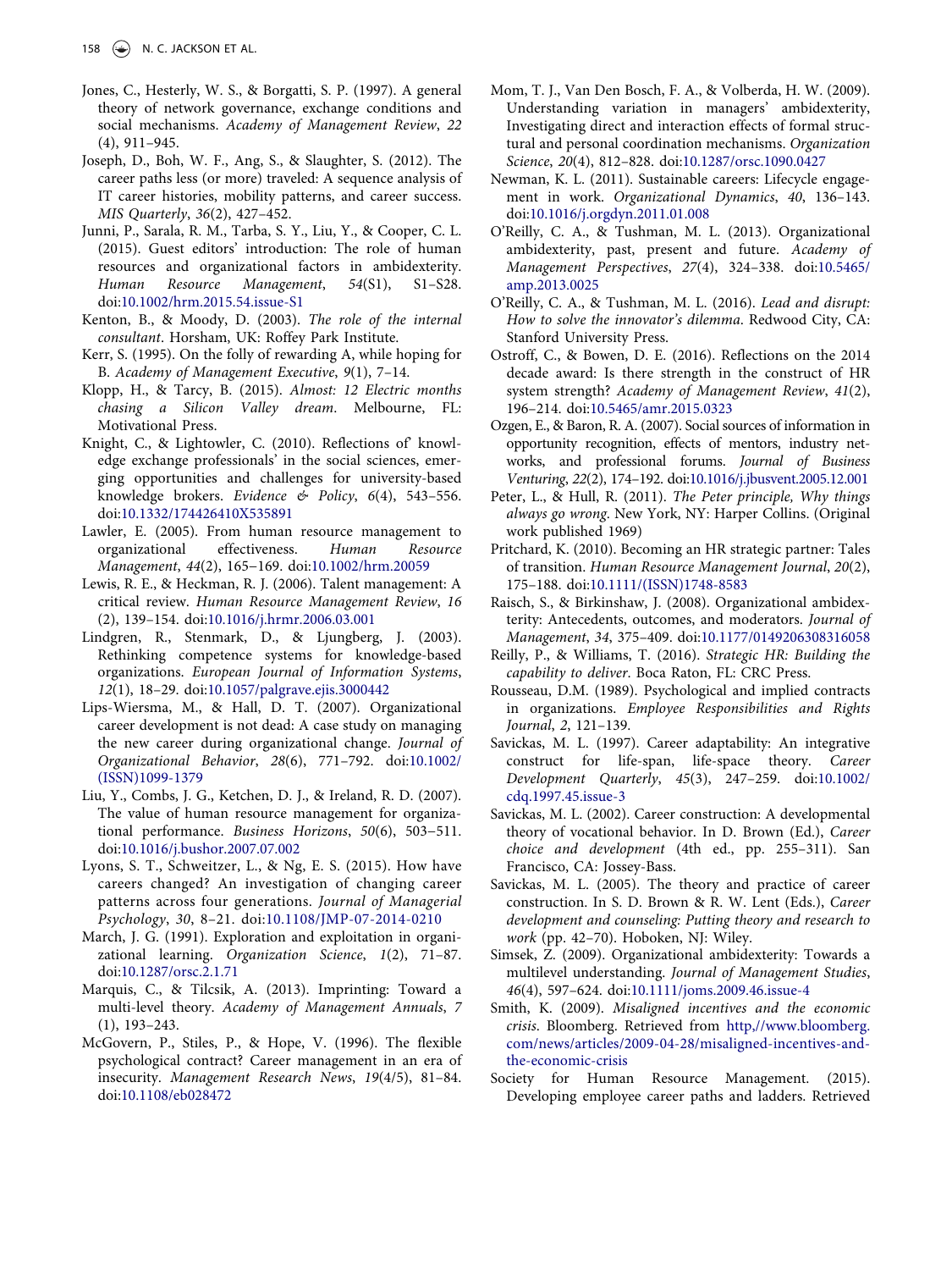Jones, C., Hesterly, W. S., & Borgatti, S. P. (1997). A general theory of network governance, exchange conditions and social mechanisms. *Academy of Management Review*, *22* (4), 911–945.

Joseph, D., Boh, W. F., Ang, S., & Slaughter, S. (2012). The career paths less (or more) traveled: A sequence analysis of IT career histories, mobility patterns, and career success. *MIS Quarterly*, *36*(2), 427–452.

Junni, P., Sarala, R. M., Tarba, S. Y., Liu, Y., & Cooper, C. L. (2015). Guest editors' introduction: The role of human resources and organizational factors in ambidexterity. *Human Resource Management*, *54*(S1), S1–S28. doi:10.1002/hrm.2015.54.issue-S1

Kenton, B., & Moody, D. (2003). *The role of the internal consultant*. Horsham, UK: Roffey Park Institute.

Kerr, S. (1995). On the folly of rewarding A, while hoping for B. *Academy of Management Executive*, *9*(1), 7–14.

Klopp, H., & Tarcy, B. (2015). *Almost: 12 Electric months chasing a Silicon Valley dream*. Melbourne, FL: Motivational Press.

Knight, C., & Lightowler, C. (2010). Reflections of' knowledge exchange professionals' in the social sciences, emerging opportunities and challenges for university-based knowledge brokers. *Evidence & Policy*, *6*(4), 543–556. doi:10.1332/174426410X535891

Lawler, E. (2005). From human resource management to organizational effectiveness. *Human Resource Management*, *44*(2), 165–169. doi:10.1002/hrm.20059

Lewis, R. E., & Heckman, R. J. (2006). Talent management: A critical review. *Human Resource Management Review*, *16* (2), 139–154. doi:10.1016/j.hrmr.2006.03.001

Lindgren, R., Stenmark, D., & Ljungberg, J. (2003). Rethinking competence systems for knowledge-based organizations. *European Journal of Information Systems*, *12*(1), 18–29. doi:10.1057/palgrave.ejis.3000442

Lips-Wiersma, M., & Hall, D. T. (2007). Organizational career development is not dead: A case study on managing the new career during organizational change. *Journal of Organizational Behavior*, *28*(6), 771–792. doi:10.1002/(ISSN)1099-1379

Liu, Y., Combs, J. G., Ketchen, D. J., & Ireland, R. D. (2007). The value of human resource management for organizational performance. *Business Horizons*, *50*(6), 503–511. doi:10.1016/j.bushor.2007.07.002

Lyons, S. T., Schweitzer, L., & Ng, E. S. (2015). How have careers changed? An investigation of changing career patterns across four generations. *Journal of Managerial Psychology*, *30*, 8–21. doi:10.1108/JMP-07-2014-0210

March, J. G. (1991). Exploration and exploitation in organizational learning. *Organization Science*, *1*(2), 71–87. doi:10.1287/orsc.2.1.71

Marquis, C., & Tilcsik, A. (2013). Imprinting: Toward a multi-level theory. *Academy of Management Annuals*, *7* (1), 193–243.

McGovern, P., Stiles, P., & Hope, V. (1996). The flexible psychological contract? Career management in an era of insecurity. *Management Research News*, *19*(4/5), 81–84. doi:10.1108/eb028472

Mom, T. J., Van Den Bosch, F. A., & Volberda, H. W. (2009). Understanding variation in managers' ambidexterity, Investigating direct and interaction effects of formal structural and personal coordination mechanisms. *Organization Science*, *20*(4), 812–828. doi:10.1287/orsc.1090.0427

Newman, K. L. (2011). Sustainable careers: Lifecycle engagement in work. *Organizational Dynamics*, *40*, 136–143. doi:10.1016/j.orgdyn.2011.01.008

O'Reilly, C. A., & Tushman, M. L. (2013). Organizational ambidexterity, past, present and future. *Academy of Management Perspectives*, *27*(4), 324–338. doi:10.5465/amp.2013.0025

O'Reilly, C. A., & Tushman, M. L. (2016). *Lead and disrupt: How to solve the innovator's dilemma*. Redwood City, CA: Stanford University Press.

Ostroff, C., & Bowen, D. E. (2016). Reflections on the 2014 decade award: Is there strength in the construct of HR system strength? *Academy of Management Review*, *41*(2), 196–214. doi:10.5465/amr.2015.0323

Ozgen, E., & Baron, R. A. (2007). Social sources of information in opportunity recognition, effects of mentors, industry networks, and professional forums. *Journal of Business Venturing*, *22*(2), 174–192. doi:10.1016/j.jbusvent.2005.12.001

Peter, L., & Hull, R. (2011). *The Peter principle, Why things always go wrong*. New York, NY: Harper Collins. (Original work published 1969)

Pritchard, K. (2010). Becoming an HR strategic partner: Tales of transition. *Human Resource Management Journal*, *20*(2), 175–188. doi:10.1111/(ISSN)1748-8583

Raisch, S., & Birkinshaw, J. (2008). Organizational ambidexterity: Antecedents, outcomes, and moderators. *Journal of Management*, *34*, 375–409. doi:10.1177/0149206308316058

Reilly, P., & Williams, T. (2016). *Strategic HR: Building the capability to deliver*. Boca Raton, FL: CRC Press.

Rousseau, D.M. (1989). Psychological and implied contracts in organizations. *Employee Responsibilities and Rights Journal*, *2*, 121–139.

Savickas, M. L. (1997). Career adaptability: An integrative construct for life-span, life-space theory. *Career Development Quarterly*, *45*(3), 247–259. doi:10.1002/cdq.1997.45.issue-3

Savickas, M. L. (2002). Career construction: A developmental theory of vocational behavior. In D. Brown (Ed.), *Career choice and development* (4th ed., pp. 255–311). San Francisco, CA: Jossey-Bass.

Savickas, M. L. (2005). The theory and practice of career construction. In S. D. Brown & R. W. Lent (Eds.), *Career development and counseling: Putting theory and research to work* (pp. 42–70). Hoboken, NJ: Wiley.

Simsek, Z. (2009). Organizational ambidexterity: Towards a multilevel understanding. *Journal of Management Studies*, *46*(4), 597–624. doi:10.1111/joms.2009.46.issue-4

Smith, K. (2009). *Misaligned incentives and the economic crisis*. Bloomberg. Retrieved from http,//www.bloomberg.com/news/articles/2009-04-28/misaligned-incentives-and-the-economic-crisis

Society for Human Resource Management. (2015). Developing employee career paths and ladders. Retrieved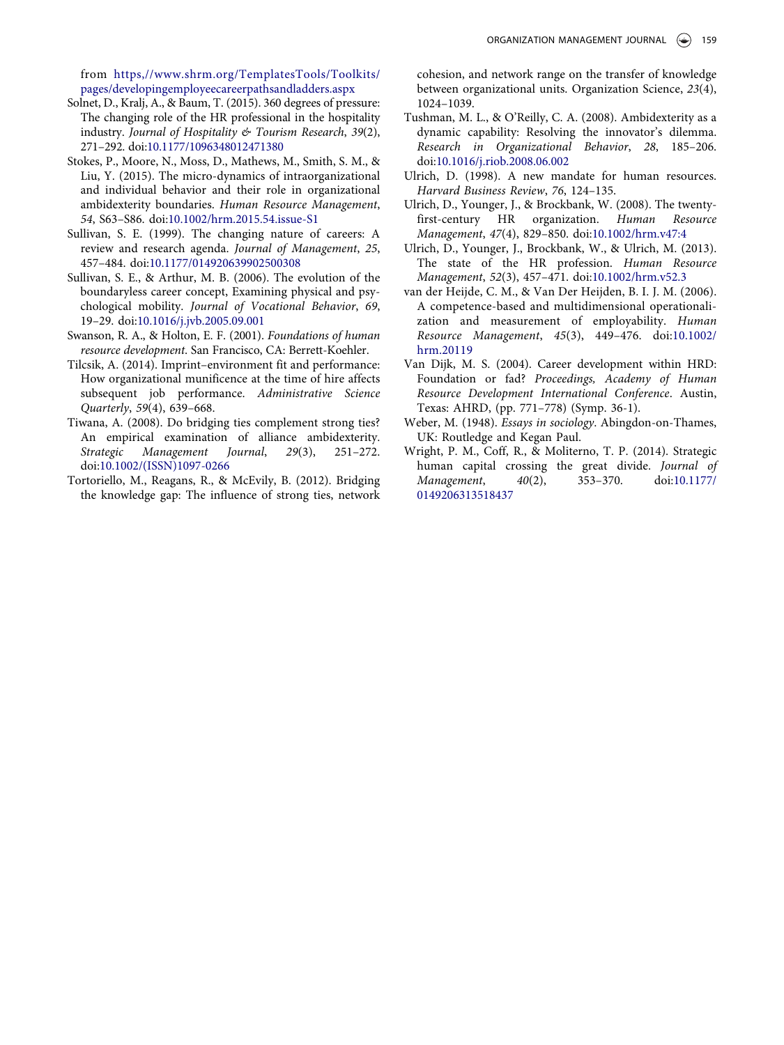from https,//www.shrm.org/TemplatesTools/Toolkits/pages/developingemployeecareerpathsandladders.aspx

Solnet, D., Kralj, A., & Baum, T. (2015). 360 degrees of pressure: The changing role of the HR professional in the hospitality industry. *Journal of Hospitality & Tourism Research*, *39*(2), 271–292. doi:10.1177/1096348012471380

Stokes, P., Moore, N., Moss, D., Mathews, M., Smith, S. M., & Liu, Y. (2015). The micro-dynamics of intraorganizational and individual behavior and their role in organizational ambidexterity boundaries. *Human Resource Management*, *54*, S63–S86. doi:10.1002/hrm.2015.54.issue-S1

Sullivan, S. E. (1999). The changing nature of careers: A review and research agenda. *Journal of Management*, *25*, 457–484. doi:10.1177/014920639902500308

Sullivan, S. E., & Arthur, M. B. (2006). The evolution of the boundaryless career concept, Examining physical and psychological mobility. *Journal of Vocational Behavior*, *69*, 19–29. doi:10.1016/j.jvb.2005.09.001

Swanson, R. A., & Holton, E. F. (2001). *Foundations of human resource development*. San Francisco, CA: Berrett-Koehler.

Tilcsik, A. (2014). Imprint–environment fit and performance: How organizational munificence at the time of hire affects subsequent job performance. *Administrative Science Quarterly*, *59*(4), 639–668.

Tiwana, A. (2008). Do bridging ties complement strong ties? An empirical examination of alliance ambidexterity. *Strategic Management Journal*, *29*(3), 251–272. doi:10.1002/(ISSN)1097-0266

Tortoriello, M., Reagans, R., & McEvily, B. (2012). Bridging the knowledge gap: The influence of strong ties, network cohesion, and network range on the transfer of knowledge between organizational units. Organization Science, *23*(4), 1024–1039.

Tushman, M. L., & O'Reilly, C. A. (2008). Ambidexterity as a dynamic capability: Resolving the innovator's dilemma. *Research in Organizational Behavior*, *28*, 185–206. doi:10.1016/j.riob.2008.06.002

Ulrich, D. (1998). A new mandate for human resources. *Harvard Business Review*, *76*, 124–135.

Ulrich, D., Younger, J., & Brockbank, W. (2008). The twenty-first-century HR organization. *Human Resource Management*, *47*(4), 829–850. doi:10.1002/hrm.v47:4

Ulrich, D., Younger, J., Brockbank, W., & Ulrich, M. (2013). The state of the HR profession. *Human Resource Management*, *52*(3), 457–471. doi:10.1002/hrm.v52.3

van der Heijde, C. M., & Van Der Heijden, B. I. J. M. (2006). A competence-based and multidimensional operationalization and measurement of employability. *Human Resource Management*, *45*(3), 449–476. doi:10.1002/hrm.20119

Van Dijk, M. S. (2004). Career development within HRD: Foundation or fad? *Proceedings, Academy of Human Resource Development International Conference*. Austin, Texas: AHRD, (pp. 771–778) (Symp. 36-1).

Weber, M. (1948). *Essays in sociology*. Abingdon-on-Thames, UK: Routledge and Kegan Paul.

Wright, P. M., Coff, R., & Moliterno, T. P. (2014). Strategic human capital crossing the great divide. *Journal of Management*, *40*(2), 353–370. doi:10.1177/0149206313518437